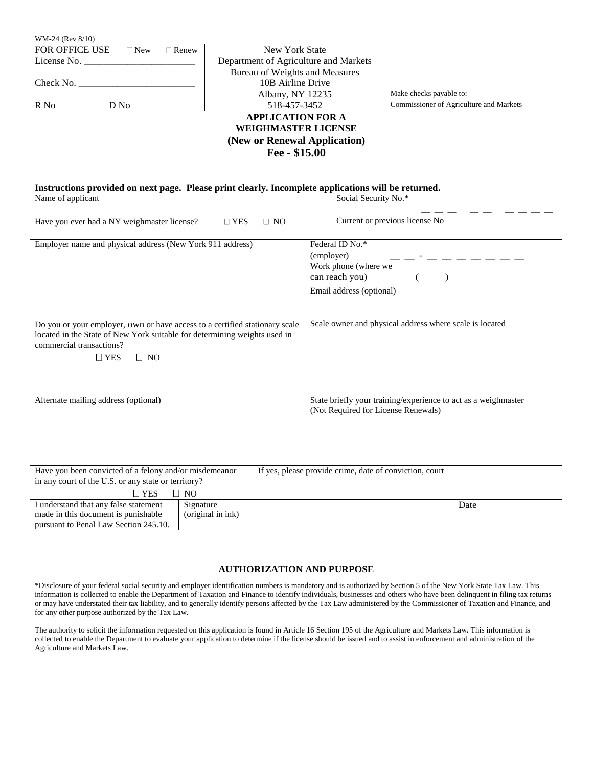WM-24 (Rev 8/10)

| FOR OFFICE USE ☐ New ☐ Renew |
|---|
| License No. _______________________ |
| Check No. ________________________ |
| R No D No |

New York State
Department of Agriculture and Markets
Bureau of Weights and Measures
10B Airline Drive
Albany, NY 12235
518-457-3452

Make checks payable to:
Commissioner of Agriculture and Markets

**APPLICATION FOR A WEIGHMASTER LICENSE**
**(New or Renewal Application)**
**Fee - $15.00**

**Instructions provided on next page. Please print clearly. Incomplete applications will be returned.**

| Name of applicant | Social Security No.* __ __ __ – __ __ – __ __ __ __ |
|---|---|
| Have you ever had a NY weighmaster license? ☐ YES ☐ NO | Current or previous license No |
| Employer name and physical address (New York 911 address) | Federal ID No.* (employer) __ __ - __ __ __ __ __ __ __<br>Work phone (where we can reach you) ( )<br>Email address (optional) |
| Do you or your employer, own or have access to a certified stationary scale located in the State of New York suitable for determining weights used in commercial transactions?<br>☐ YES ☐ NO | Scale owner and physical address where scale is located |
| Alternate mailing address (optional) | State briefly your training/experience to act as a weighmaster (Not Required for License Renewals) |
| Have you been convicted of a felony and/or misdemeanor in any court of the U.S. or any state or territory?<br>☐ YES ☐ NO | If yes, please provide crime, date of conviction, court |

| I understand that any false statement made in this document is punishable pursuant to Penal Law Section 245.10. | Signature (original in ink) | Date |
|---|---|---|

## AUTHORIZATION AND PURPOSE

*Disclosure of your federal social security and employer identification numbers is mandatory and is authorized by Section 5 of the New York State Tax Law. This information is collected to enable the Department of Taxation and Finance to identify individuals, businesses and others who have been delinquent in filing tax returns or may have understated their tax liability, and to generally identify persons affected by the Tax Law administered by the Commissioner of Taxation and Finance, and for any other purpose authorized by the Tax Law.

The authority to solicit the information requested on this application is found in Article 16 Section 195 of the Agriculture and Markets Law. This information is collected to enable the Department to evaluate your application to determine if the license should be issued and to assist in enforcement and administration of the Agriculture and Markets Law.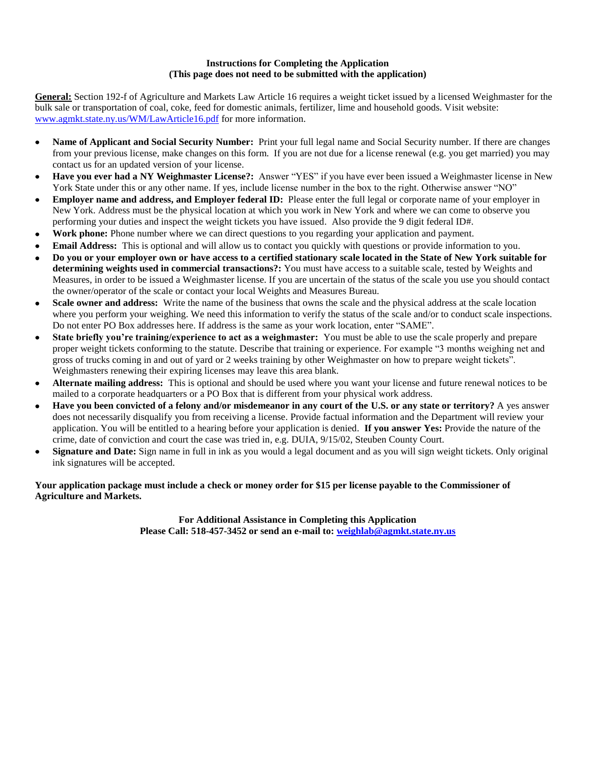**Instructions for Completing the Application**
**(This page does not need to be submitted with the application)**

**General:** Section 192-f of Agriculture and Markets Law Article 16 requires a weight ticket issued by a licensed Weighmaster for the bulk sale or transportation of coal, coke, feed for domestic animals, fertilizer, lime and household goods. Visit website: www.agmkt.state.ny.us/WM/LawArticle16.pdf for more information.

- **Name of Applicant and Social Security Number:** Print your full legal name and Social Security number. If there are changes from your previous license, make changes on this form. If you are not due for a license renewal (e.g. you get married) you may contact us for an updated version of your license.
- **Have you ever had a NY Weighmaster License?:** Answer "YES" if you have ever been issued a Weighmaster license in New York State under this or any other name. If yes, include license number in the box to the right. Otherwise answer "NO"
- **Employer name and address, and Employer federal ID:** Please enter the full legal or corporate name of your employer in New York. Address must be the physical location at which you work in New York and where we can come to observe you performing your duties and inspect the weight tickets you have issued. Also provide the 9 digit federal ID#.
- **Work phone:** Phone number where we can direct questions to you regarding your application and payment.
- **Email Address:** This is optional and will allow us to contact you quickly with questions or provide information to you.
- **Do you or your employer own or have access to a certified stationary scale located in the State of New York suitable for determining weights used in commercial transactions?:** You must have access to a suitable scale, tested by Weights and Measures, in order to be issued a Weighmaster license. If you are uncertain of the status of the scale you use you should contact the owner/operator of the scale or contact your local Weights and Measures Bureau.
- **Scale owner and address:** Write the name of the business that owns the scale and the physical address at the scale location where you perform your weighing. We need this information to verify the status of the scale and/or to conduct scale inspections. Do not enter PO Box addresses here. If address is the same as your work location, enter "SAME".
- **State briefly you're training/experience to act as a weighmaster:** You must be able to use the scale properly and prepare proper weight tickets conforming to the statute. Describe that training or experience. For example "3 months weighing net and gross of trucks coming in and out of yard or 2 weeks training by other Weighmaster on how to prepare weight tickets". Weighmasters renewing their expiring licenses may leave this area blank.
- **Alternate mailing address:** This is optional and should be used where you want your license and future renewal notices to be mailed to a corporate headquarters or a PO Box that is different from your physical work address.
- **Have you been convicted of a felony and/or misdemeanor in any court of the U.S. or any state or territory?** A yes answer does not necessarily disqualify you from receiving a license. Provide factual information and the Department will review your application. You will be entitled to a hearing before your application is denied. **If you answer Yes:** Provide the nature of the crime, date of conviction and court the case was tried in, e.g. DUIA, 9/15/02, Steuben County Court.
- **Signature and Date:** Sign name in full in ink as you would a legal document and as you will sign weight tickets. Only original ink signatures will be accepted.

**Your application package must include a check or money order for $15 per license payable to the Commissioner of Agriculture and Markets.**

**For Additional Assistance in Completing this Application**
**Please Call: 518-457-3452 or send an e-mail to: weighlab@agmkt.state.ny.us**